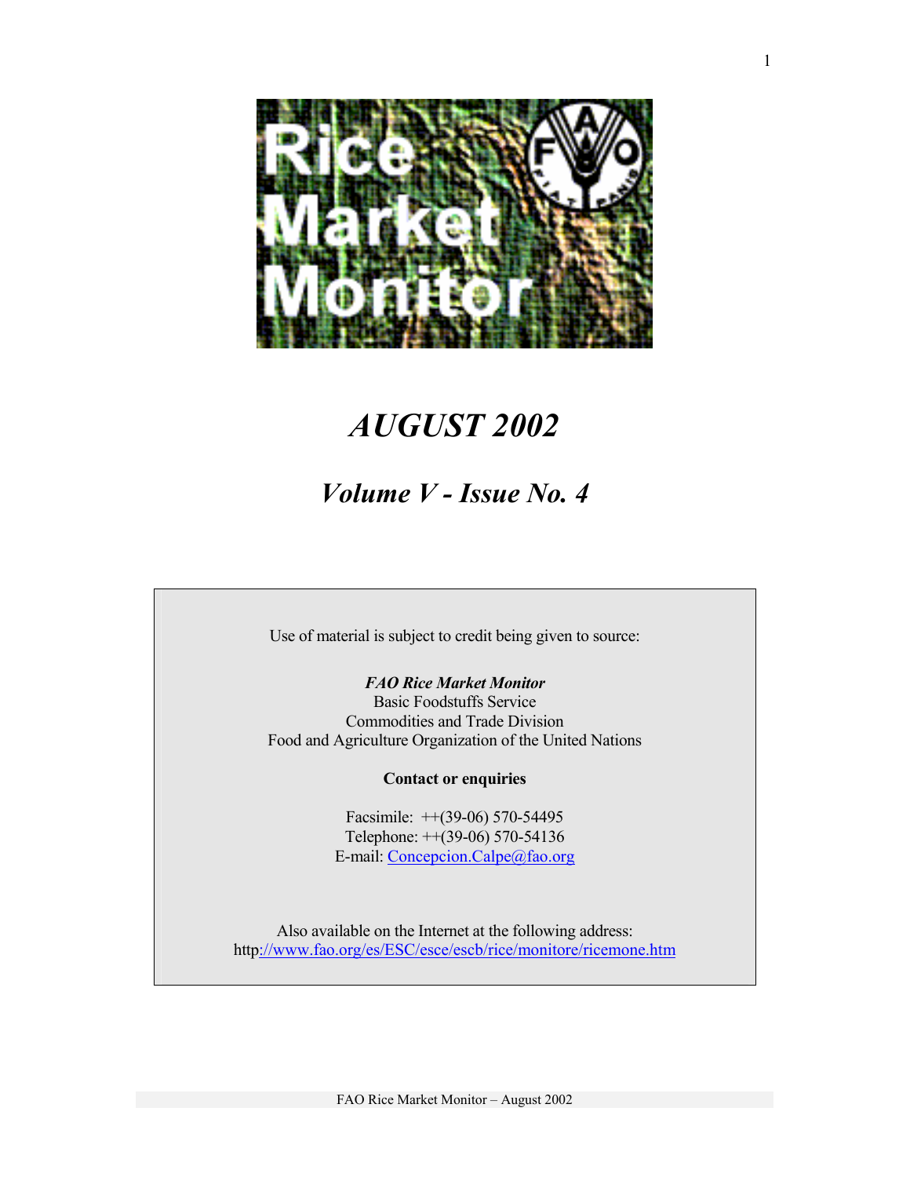# Rice Market Monitor

# *AUGUST 2002*

## *Volume V - Issue No. 4*

Use of material is subject to credit being given to source:

***FAO Rice Market Monitor***
Basic Foodstuffs Service
Commodities and Trade Division
Food and Agriculture Organization of the United Nations

**Contact or enquiries**

Facsimile: ++(39-06) 570-54495
Telephone: ++(39-06) 570-54136
E-mail: Concepcion.Calpe@fao.org

Also available on the Internet at the following address:
http://www.fao.org/es/ESC/esce/escb/rice/monitore/ricemone.htm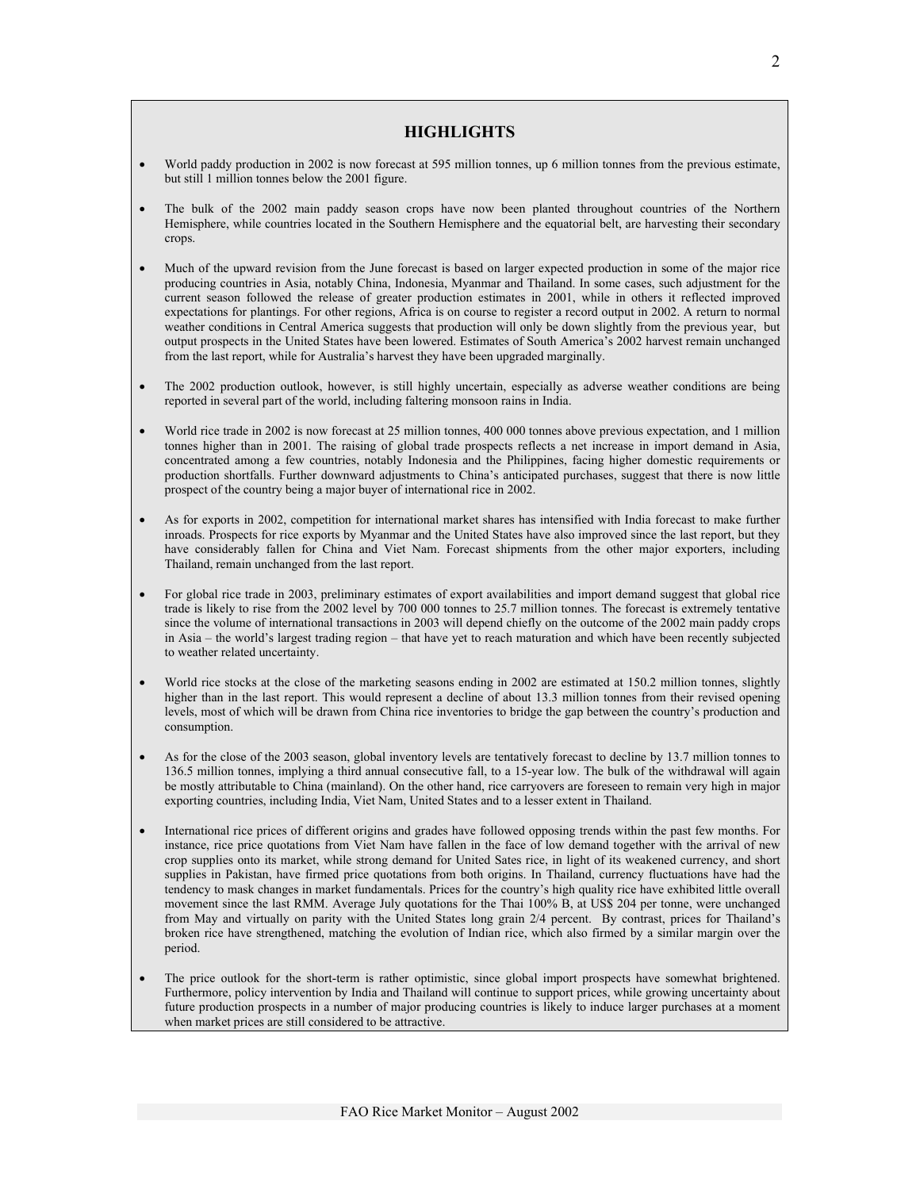## HIGHLIGHTS

- World paddy production in 2002 is now forecast at 595 million tonnes, up 6 million tonnes from the previous estimate, but still 1 million tonnes below the 2001 figure.
- The bulk of the 2002 main paddy season crops have now been planted throughout countries of the Northern Hemisphere, while countries located in the Southern Hemisphere and the equatorial belt, are harvesting their secondary crops.
- Much of the upward revision from the June forecast is based on larger expected production in some of the major rice producing countries in Asia, notably China, Indonesia, Myanmar and Thailand. In some cases, such adjustment for the current season followed the release of greater production estimates in 2001, while in others it reflected improved expectations for plantings. For other regions, Africa is on course to register a record output in 2002. A return to normal weather conditions in Central America suggests that production will only be down slightly from the previous year, but output prospects in the United States have been lowered. Estimates of South America's 2002 harvest remain unchanged from the last report, while for Australia's harvest they have been upgraded marginally.
- The 2002 production outlook, however, is still highly uncertain, especially as adverse weather conditions are being reported in several part of the world, including faltering monsoon rains in India.
- World rice trade in 2002 is now forecast at 25 million tonnes, 400 000 tonnes above previous expectation, and 1 million tonnes higher than in 2001. The raising of global trade prospects reflects a net increase in import demand in Asia, concentrated among a few countries, notably Indonesia and the Philippines, facing higher domestic requirements or production shortfalls. Further downward adjustments to China's anticipated purchases, suggest that there is now little prospect of the country being a major buyer of international rice in 2002.
- As for exports in 2002, competition for international market shares has intensified with India forecast to make further inroads. Prospects for rice exports by Myanmar and the United States have also improved since the last report, but they have considerably fallen for China and Viet Nam. Forecast shipments from the other major exporters, including Thailand, remain unchanged from the last report.
- For global rice trade in 2003, preliminary estimates of export availabilities and import demand suggest that global rice trade is likely to rise from the 2002 level by 700 000 tonnes to 25.7 million tonnes. The forecast is extremely tentative since the volume of international transactions in 2003 will depend chiefly on the outcome of the 2002 main paddy crops in Asia – the world's largest trading region – that have yet to reach maturation and which have been recently subjected to weather related uncertainty.
- World rice stocks at the close of the marketing seasons ending in 2002 are estimated at 150.2 million tonnes, slightly higher than in the last report. This would represent a decline of about 13.3 million tonnes from their revised opening levels, most of which will be drawn from China rice inventories to bridge the gap between the country's production and consumption.
- As for the close of the 2003 season, global inventory levels are tentatively forecast to decline by 13.7 million tonnes to 136.5 million tonnes, implying a third annual consecutive fall, to a 15-year low. The bulk of the withdrawal will again be mostly attributable to China (mainland). On the other hand, rice carryovers are foreseen to remain very high in major exporting countries, including India, Viet Nam, United States and to a lesser extent in Thailand.
- International rice prices of different origins and grades have followed opposing trends within the past few months. For instance, rice price quotations from Viet Nam have fallen in the face of low demand together with the arrival of new crop supplies onto its market, while strong demand for United Sates rice, in light of its weakened currency, and short supplies in Pakistan, have firmed price quotations from both origins. In Thailand, currency fluctuations have had the tendency to mask changes in market fundamentals. Prices for the country's high quality rice have exhibited little overall movement since the last RMM. Average July quotations for the Thai 100% B, at US$ 204 per tonne, were unchanged from May and virtually on parity with the United States long grain 2/4 percent. By contrast, prices for Thailand's broken rice have strengthened, matching the evolution of Indian rice, which also firmed by a similar margin over the period.
- The price outlook for the short-term is rather optimistic, since global import prospects have somewhat brightened. Furthermore, policy intervention by India and Thailand will continue to support prices, while growing uncertainty about future production prospects in a number of major producing countries is likely to induce larger purchases at a moment when market prices are still considered to be attractive.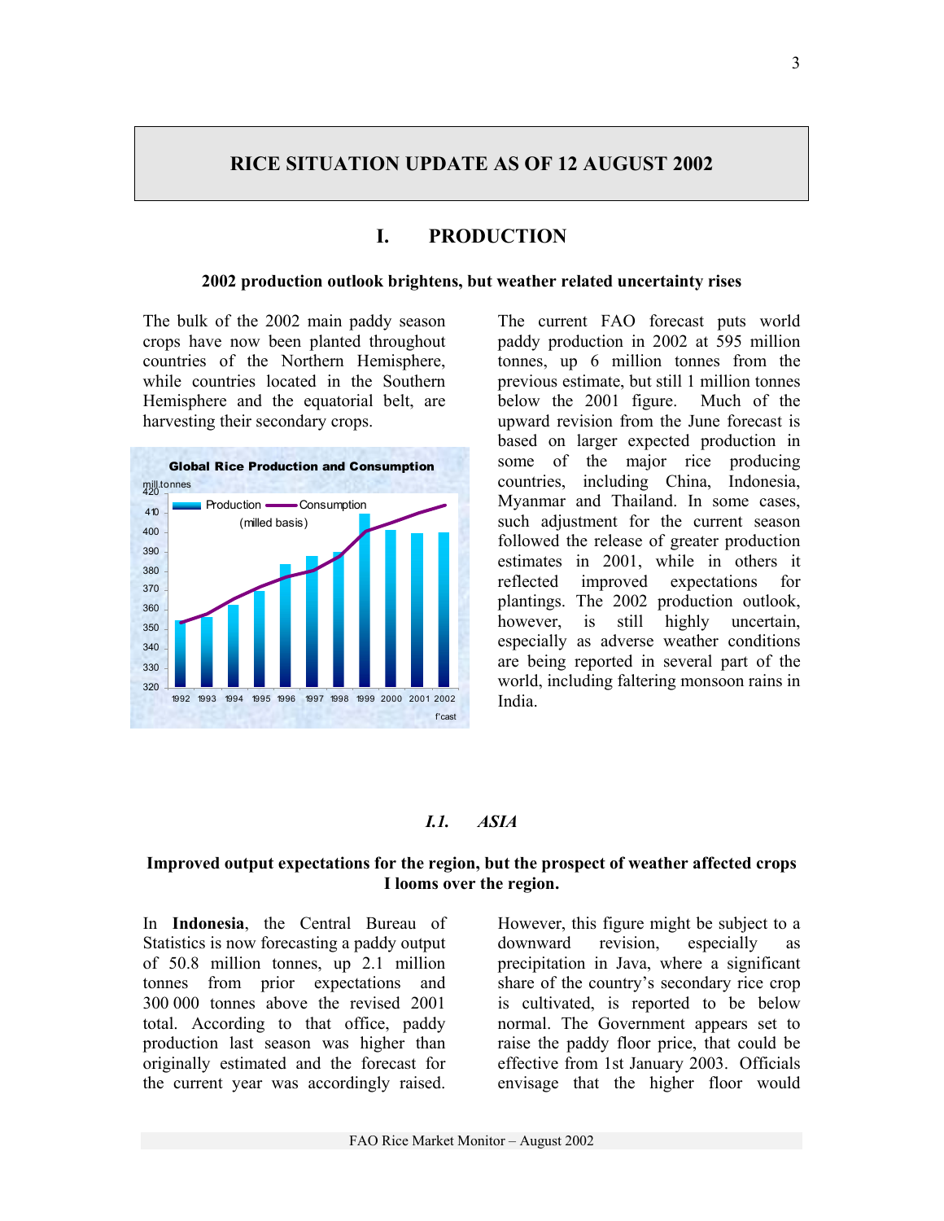# RICE SITUATION UPDATE AS OF 12 AUGUST 2002

## I. PRODUCTION

**2002 production outlook brightens, but weather related uncertainty rises**

The bulk of the 2002 main paddy season crops have now been planted throughout countries of the Northern Hemisphere, while countries located in the Southern Hemisphere and the equatorial belt, are harvesting their secondary crops.

The current FAO forecast puts world paddy production in 2002 at 595 million tonnes, up 6 million tonnes from the previous estimate, but still 1 million tonnes below the 2001 figure. Much of the upward revision from the June forecast is based on larger expected production in some of the major rice producing countries, including China, Indonesia, Myanmar and Thailand. In some cases, such adjustment for the current season followed the release of greater production estimates in 2001, while in others it reflected improved expectations for plantings. The 2002 production outlook, however, is still highly uncertain, especially as adverse weather conditions are being reported in several part of the world, including faltering monsoon rains in India.

### *I.1. ASIA*

**Improved output expectations for the region, but the prospect of weather affected crops I looms over the region.**

In **Indonesia**, the Central Bureau of Statistics is now forecasting a paddy output of 50.8 million tonnes, up 2.1 million tonnes from prior expectations and 300 000 tonnes above the revised 2001 total. According to that office, paddy production last season was higher than originally estimated and the forecast for the current year was accordingly raised. However, this figure might be subject to a downward revision, especially as precipitation in Java, where a significant share of the country's secondary rice crop is cultivated, is reported to be below normal. The Government appears set to raise the paddy floor price, that could be effective from 1st January 2003. Officials envisage that the higher floor would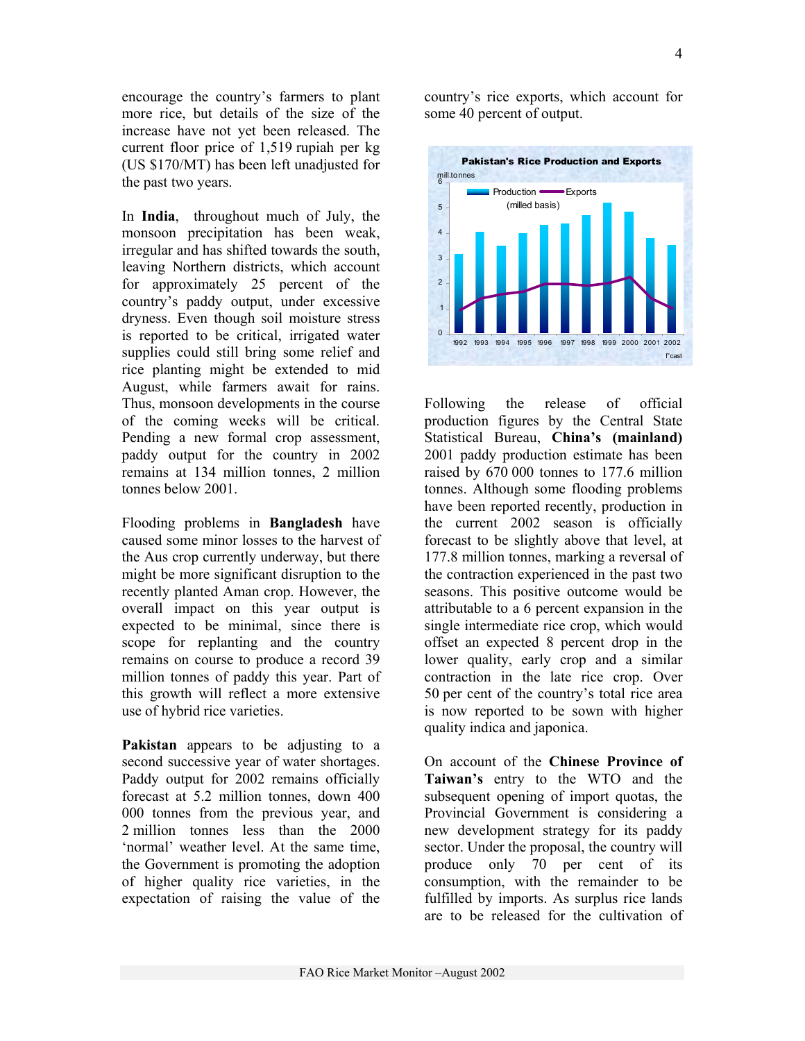encourage the country's farmers to plant more rice, but details of the size of the increase have not yet been released. The current floor price of 1,519 rupiah per kg (US $170/MT) has been left unadjusted for the past two years.

In **India**, throughout much of July, the monsoon precipitation has been weak, irregular and has shifted towards the south, leaving Northern districts, which account for approximately 25 percent of the country's paddy output, under excessive dryness. Even though soil moisture stress is reported to be critical, irrigated water supplies could still bring some relief and rice planting might be extended to mid August, while farmers await for rains. Thus, monsoon developments in the course of the coming weeks will be critical. Pending a new formal crop assessment, paddy output for the country in 2002 remains at 134 million tonnes, 2 million tonnes below 2001.

Flooding problems in **Bangladesh** have caused some minor losses to the harvest of the Aus crop currently underway, but there might be more significant disruption to the recently planted Aman crop. However, the overall impact on this year output is expected to be minimal, since there is scope for replanting and the country remains on course to produce a record 39 million tonnes of paddy this year. Part of this growth will reflect a more extensive use of hybrid rice varieties.

**Pakistan** appears to be adjusting to a second successive year of water shortages. Paddy output for 2002 remains officially forecast at 5.2 million tonnes, down 400 000 tonnes from the previous year, and 2 million tonnes less than the 2000 'normal' weather level. At the same time, the Government is promoting the adoption of higher quality rice varieties, in the expectation of raising the value of the country's rice exports, which account for some 40 percent of output.

**Pakistan's Rice Production and Exports**

mill.tonnes; Production (milled basis), Exports; 1992–2002 f'cast

Following the release of official production figures by the Central State Statistical Bureau, **China's (mainland)** 2001 paddy production estimate has been raised by 670 000 tonnes to 177.6 million tonnes. Although some flooding problems have been reported recently, production in the current 2002 season is officially forecast to be slightly above that level, at 177.8 million tonnes, marking a reversal of the contraction experienced in the past two seasons. This positive outcome would be attributable to a 6 percent expansion in the single intermediate rice crop, which would offset an expected 8 percent drop in the lower quality, early crop and a similar contraction in the late rice crop. Over 50 per cent of the country's total rice area is now reported to be sown with higher quality indica and japonica.

On account of the **Chinese Province of Taiwan's** entry to the WTO and the subsequent opening of import quotas, the Provincial Government is considering a new development strategy for its paddy sector. Under the proposal, the country will produce only 70 per cent of its consumption, with the remainder to be fulfilled by imports. As surplus rice lands are to be released for the cultivation of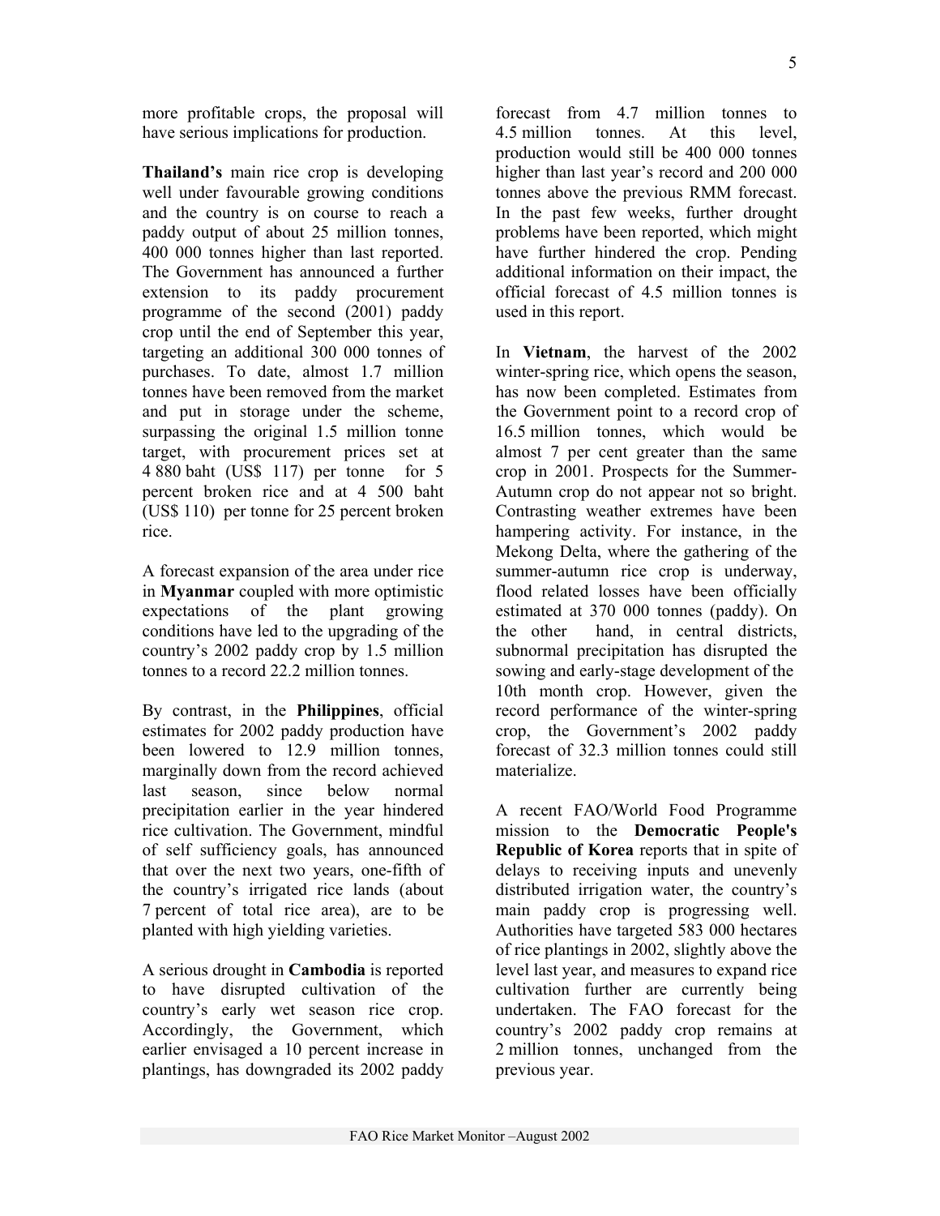more profitable crops, the proposal will have serious implications for production.

**Thailand's** main rice crop is developing well under favourable growing conditions and the country is on course to reach a paddy output of about 25 million tonnes, 400 000 tonnes higher than last reported. The Government has announced a further extension to its paddy procurement programme of the second (2001) paddy crop until the end of September this year, targeting an additional 300 000 tonnes of purchases. To date, almost 1.7 million tonnes have been removed from the market and put in storage under the scheme, surpassing the original 1.5 million tonne target, with procurement prices set at 4 880 baht (US$ 117) per tonne for 5 percent broken rice and at 4 500 baht (US$ 110) per tonne for 25 percent broken rice.

A forecast expansion of the area under rice in **Myanmar** coupled with more optimistic expectations of the plant growing conditions have led to the upgrading of the country's 2002 paddy crop by 1.5 million tonnes to a record 22.2 million tonnes.

By contrast, in the **Philippines**, official estimates for 2002 paddy production have been lowered to 12.9 million tonnes, marginally down from the record achieved last season, since below normal precipitation earlier in the year hindered rice cultivation. The Government, mindful of self sufficiency goals, has announced that over the next two years, one-fifth of the country's irrigated rice lands (about 7 percent of total rice area), are to be planted with high yielding varieties.

A serious drought in **Cambodia** is reported to have disrupted cultivation of the country's early wet season rice crop. Accordingly, the Government, which earlier envisaged a 10 percent increase in plantings, has downgraded its 2002 paddy forecast from 4.7 million tonnes to 4.5 million tonnes. At this level, production would still be 400 000 tonnes higher than last year's record and 200 000 tonnes above the previous RMM forecast. In the past few weeks, further drought problems have been reported, which might have further hindered the crop. Pending additional information on their impact, the official forecast of 4.5 million tonnes is used in this report.

In **Vietnam**, the harvest of the 2002 winter-spring rice, which opens the season, has now been completed. Estimates from the Government point to a record crop of 16.5 million tonnes, which would be almost 7 per cent greater than the same crop in 2001. Prospects for the Summer-Autumn crop do not appear not so bright. Contrasting weather extremes have been hampering activity. For instance, in the Mekong Delta, where the gathering of the summer-autumn rice crop is underway, flood related losses have been officially estimated at 370 000 tonnes (paddy). On the other hand, in central districts, subnormal precipitation has disrupted the sowing and early-stage development of the 10th month crop. However, given the record performance of the winter-spring crop, the Government's 2002 paddy forecast of 32.3 million tonnes could still materialize.

A recent FAO/World Food Programme mission to the **Democratic People's Republic of Korea** reports that in spite of delays to receiving inputs and unevenly distributed irrigation water, the country's main paddy crop is progressing well. Authorities have targeted 583 000 hectares of rice plantings in 2002, slightly above the level last year, and measures to expand rice cultivation further are currently being undertaken. The FAO forecast for the country's 2002 paddy crop remains at 2 million tonnes, unchanged from the previous year.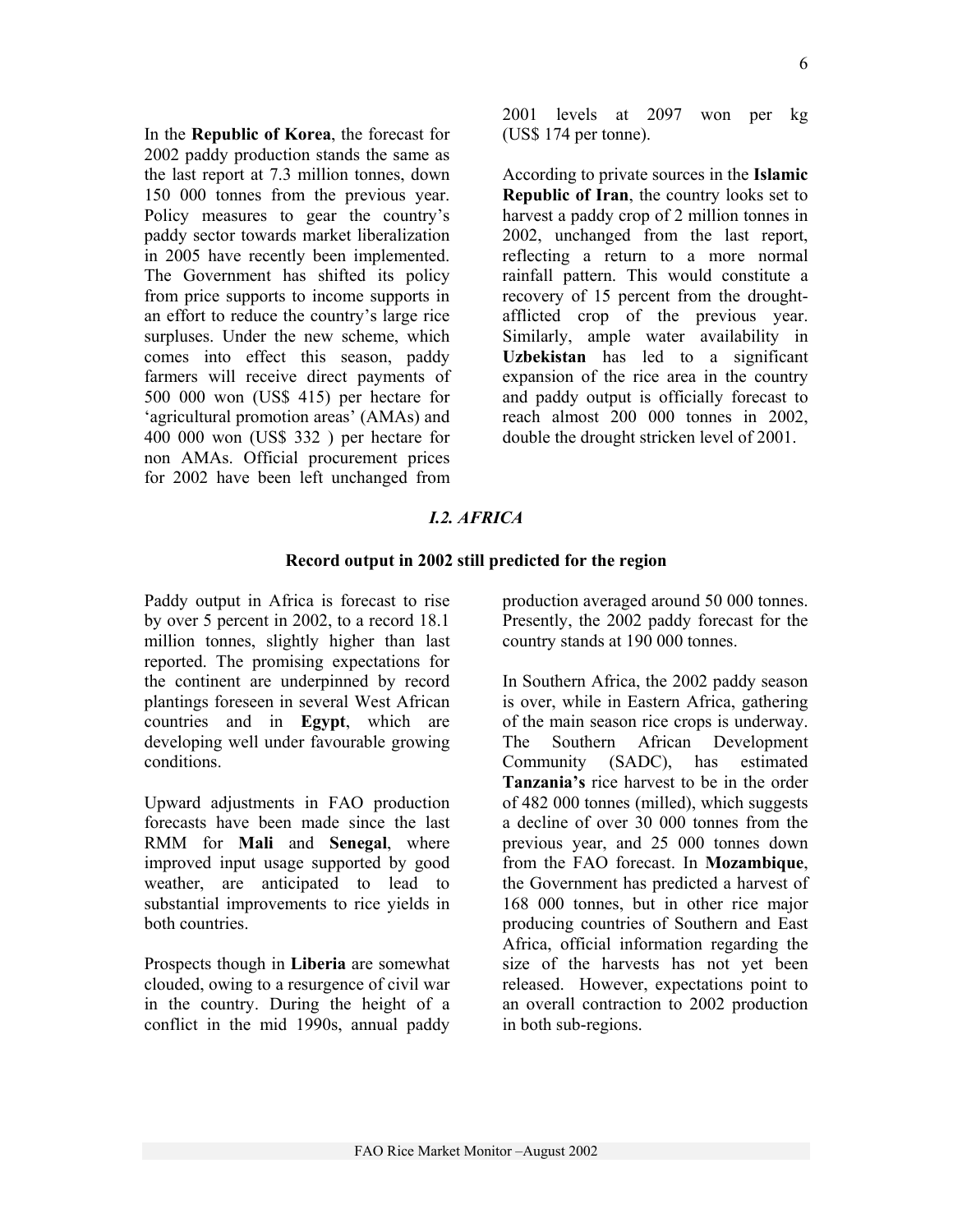In the **Republic of Korea**, the forecast for 2002 paddy production stands the same as the last report at 7.3 million tonnes, down 150 000 tonnes from the previous year. Policy measures to gear the country's paddy sector towards market liberalization in 2005 have recently been implemented. The Government has shifted its policy from price supports to income supports in an effort to reduce the country's large rice surpluses. Under the new scheme, which comes into effect this season, paddy farmers will receive direct payments of 500 000 won (US$ 415) per hectare for 'agricultural promotion areas' (AMAs) and 400 000 won (US$ 332 ) per hectare for non AMAs. Official procurement prices for 2002 have been left unchanged from 2001 levels at 2097 won per kg (US$ 174 per tonne).

According to private sources in the **Islamic Republic of Iran**, the country looks set to harvest a paddy crop of 2 million tonnes in 2002, unchanged from the last report, reflecting a return to a more normal rainfall pattern. This would constitute a recovery of 15 percent from the drought-afflicted crop of the previous year. Similarly, ample water availability in **Uzbekistan** has led to a significant expansion of the rice area in the country and paddy output is officially forecast to reach almost 200 000 tonnes in 2002, double the drought stricken level of 2001.

## *I.2. AFRICA*

### Record output in 2002 still predicted for the region

Paddy output in Africa is forecast to rise by over 5 percent in 2002, to a record 18.1 million tonnes, slightly higher than last reported. The promising expectations for the continent are underpinned by record plantings foreseen in several West African countries and in **Egypt**, which are developing well under favourable growing conditions.

Upward adjustments in FAO production forecasts have been made since the last RMM for **Mali** and **Senegal**, where improved input usage supported by good weather, are anticipated to lead to substantial improvements to rice yields in both countries.

Prospects though in **Liberia** are somewhat clouded, owing to a resurgence of civil war in the country. During the height of a conflict in the mid 1990s, annual paddy production averaged around 50 000 tonnes. Presently, the 2002 paddy forecast for the country stands at 190 000 tonnes.

In Southern Africa, the 2002 paddy season is over, while in Eastern Africa, gathering of the main season rice crops is underway. The Southern African Development Community (SADC), has estimated **Tanzania's** rice harvest to be in the order of 482 000 tonnes (milled), which suggests a decline of over 30 000 tonnes from the previous year, and 25 000 tonnes down from the FAO forecast. In **Mozambique**, the Government has predicted a harvest of 168 000 tonnes, but in other rice major producing countries of Southern and East Africa, official information regarding the size of the harvests has not yet been released. However, expectations point to an overall contraction to 2002 production in both sub-regions.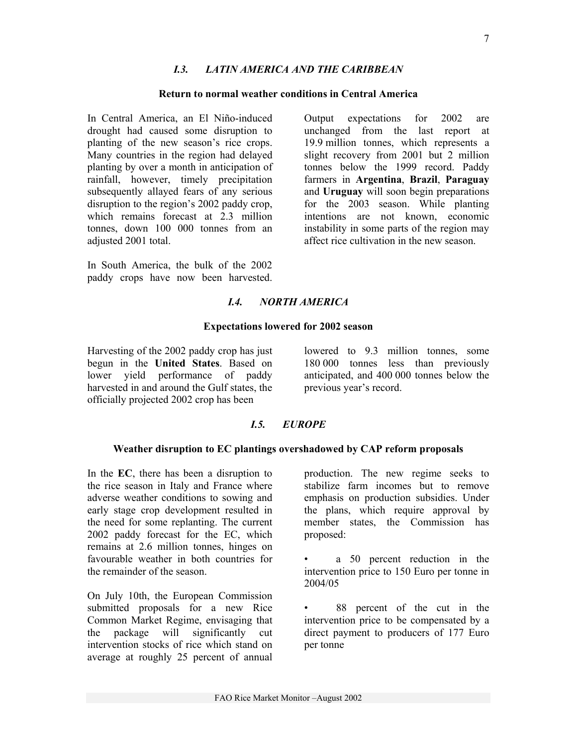### *I.3. LATIN AMERICA AND THE CARIBBEAN*

**Return to normal weather conditions in Central America**

In Central America, an El Niño-induced drought had caused some disruption to planting of the new season's rice crops. Many countries in the region had delayed planting by over a month in anticipation of rainfall, however, timely precipitation subsequently allayed fears of any serious disruption to the region's 2002 paddy crop, which remains forecast at 2.3 million tonnes, down 100 000 tonnes from an adjusted 2001 total.

In South America, the bulk of the 2002 paddy crops have now been harvested. Output expectations for 2002 are unchanged from the last report at 19.9 million tonnes, which represents a slight recovery from 2001 but 2 million tonnes below the 1999 record. Paddy farmers in **Argentina**, **Brazil**, **Paraguay** and **Uruguay** will soon begin preparations for the 2003 season. While planting intentions are not known, economic instability in some parts of the region may affect rice cultivation in the new season.

### *I.4. NORTH AMERICA*

**Expectations lowered for 2002 season**

Harvesting of the 2002 paddy crop has just begun in the **United States**. Based on lower yield performance of paddy harvested in and around the Gulf states, the officially projected 2002 crop has been lowered to 9.3 million tonnes, some 180 000 tonnes less than previously anticipated, and 400 000 tonnes below the previous year's record.

### *I.5. EUROPE*

**Weather disruption to EC plantings overshadowed by CAP reform proposals**

In the **EC**, there has been a disruption to the rice season in Italy and France where adverse weather conditions to sowing and early stage crop development resulted in the need for some replanting. The current 2002 paddy forecast for the EC, which remains at 2.6 million tonnes, hinges on favourable weather in both countries for the remainder of the season.

On July 10th, the European Commission submitted proposals for a new Rice Common Market Regime, envisaging that the package will significantly cut intervention stocks of rice which stand on average at roughly 25 percent of annual production. The new regime seeks to stabilize farm incomes but to remove emphasis on production subsidies. Under the plans, which require approval by member states, the Commission has proposed:

- a 50 percent reduction in the intervention price to 150 Euro per tonne in 2004/05
- 88 percent of the cut in the intervention price to be compensated by a direct payment to producers of 177 Euro per tonne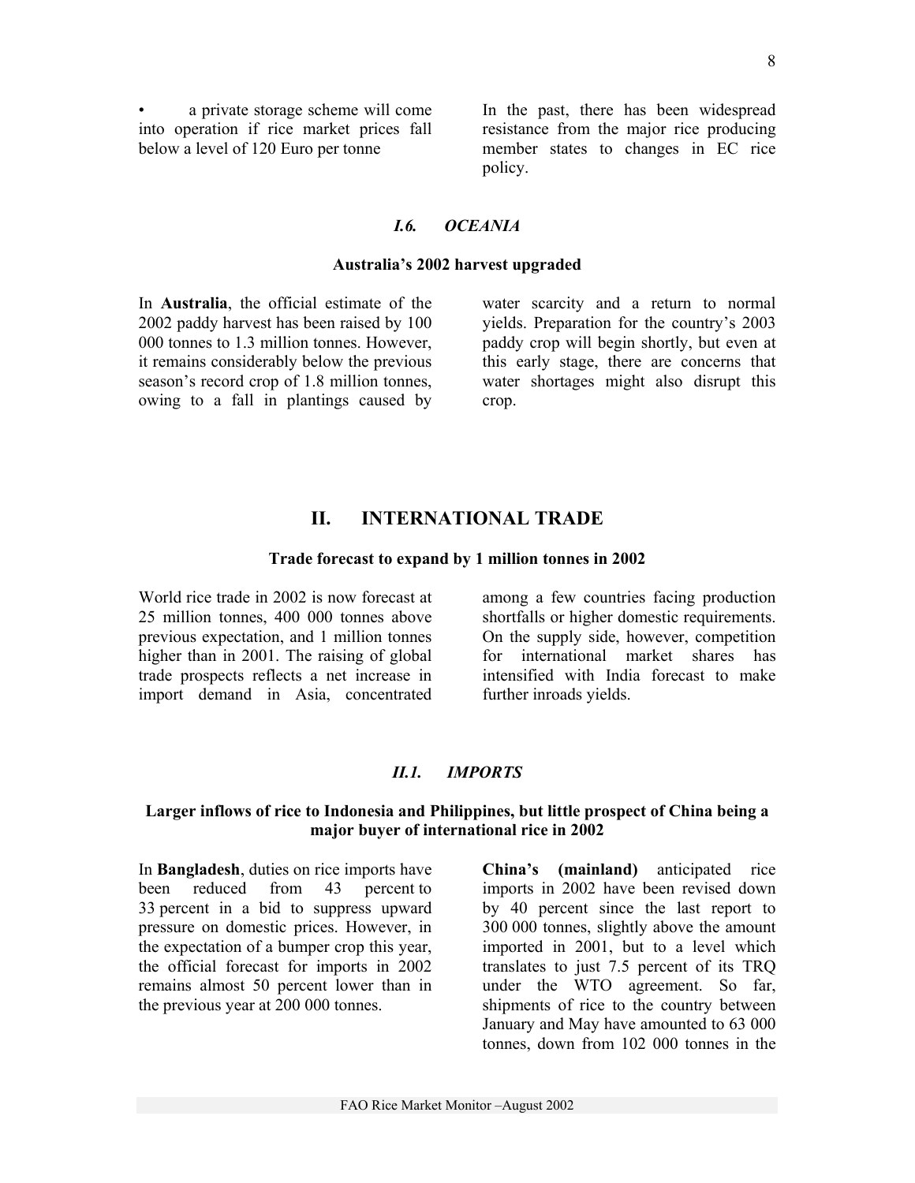- a private storage scheme will come into operation if rice market prices fall below a level of 120 Euro per tonne

In the past, there has been widespread resistance from the major rice producing member states to changes in EC rice policy.

### *I.6. OCEANIA*

**Australia's 2002 harvest upgraded**

In **Australia**, the official estimate of the 2002 paddy harvest has been raised by 100 000 tonnes to 1.3 million tonnes. However, it remains considerably below the previous season's record crop of 1.8 million tonnes, owing to a fall in plantings caused by water scarcity and a return to normal yields. Preparation for the country's 2003 paddy crop will begin shortly, but even at this early stage, there are concerns that water shortages might also disrupt this crop.

## II. INTERNATIONAL TRADE

**Trade forecast to expand by 1 million tonnes in 2002**

World rice trade in 2002 is now forecast at 25 million tonnes, 400 000 tonnes above previous expectation, and 1 million tonnes higher than in 2001. The raising of global trade prospects reflects a net increase in import demand in Asia, concentrated among a few countries facing production shortfalls or higher domestic requirements. On the supply side, however, competition for international market shares has intensified with India forecast to make further inroads yields.

### *II.1. IMPORTS*

**Larger inflows of rice to Indonesia and Philippines, but little prospect of China being a major buyer of international rice in 2002**

In **Bangladesh**, duties on rice imports have been reduced from 43 percent to 33 percent in a bid to suppress upward pressure on domestic prices. However, in the expectation of a bumper crop this year, the official forecast for imports in 2002 remains almost 50 percent lower than in the previous year at 200 000 tonnes.

**China's (mainland)** anticipated rice imports in 2002 have been revised down by 40 percent since the last report to 300 000 tonnes, slightly above the amount imported in 2001, but to a level which translates to just 7.5 percent of its TRQ under the WTO agreement. So far, shipments of rice to the country between January and May have amounted to 63 000 tonnes, down from 102 000 tonnes in the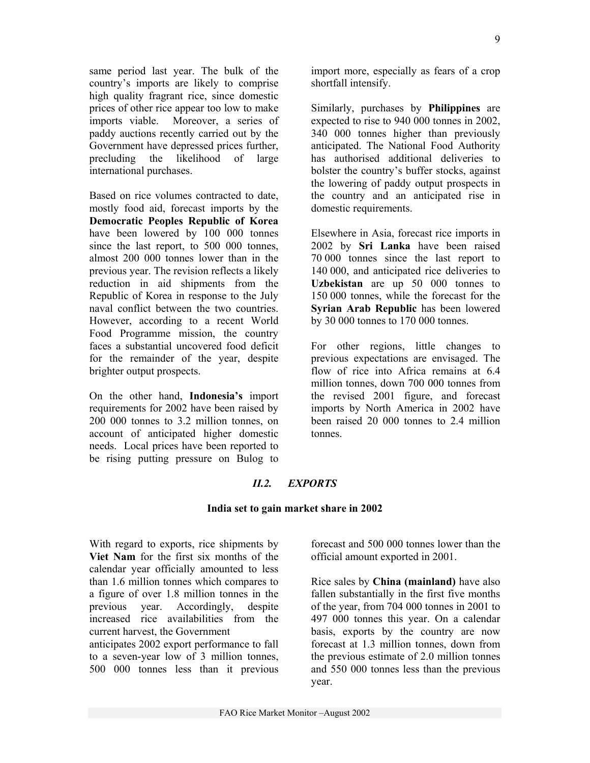same period last year. The bulk of the country's imports are likely to comprise high quality fragrant rice, since domestic prices of other rice appear too low to make imports viable. Moreover, a series of paddy auctions recently carried out by the Government have depressed prices further, precluding the likelihood of large international purchases.

Based on rice volumes contracted to date, mostly food aid, forecast imports by the **Democratic Peoples Republic of Korea** have been lowered by 100 000 tonnes since the last report, to 500 000 tonnes, almost 200 000 tonnes lower than in the previous year. The revision reflects a likely reduction in aid shipments from the Republic of Korea in response to the July naval conflict between the two countries. However, according to a recent World Food Programme mission, the country faces a substantial uncovered food deficit for the remainder of the year, despite brighter output prospects.

On the other hand, **Indonesia's** import requirements for 2002 have been raised by 200 000 tonnes to 3.2 million tonnes, on account of anticipated higher domestic needs. Local prices have been reported to be rising putting pressure on Bulog to import more, especially as fears of a crop shortfall intensify.

Similarly, purchases by **Philippines** are expected to rise to 940 000 tonnes in 2002, 340 000 tonnes higher than previously anticipated. The National Food Authority has authorised additional deliveries to bolster the country's buffer stocks, against the lowering of paddy output prospects in the country and an anticipated rise in domestic requirements.

Elsewhere in Asia, forecast rice imports in 2002 by **Sri Lanka** have been raised 70 000 tonnes since the last report to 140 000, and anticipated rice deliveries to **Uzbekistan** are up 50 000 tonnes to 150 000 tonnes, while the forecast for the **Syrian Arab Republic** has been lowered by 30 000 tonnes to 170 000 tonnes.

For other regions, little changes to previous expectations are envisaged. The flow of rice into Africa remains at 6.4 million tonnes, down 700 000 tonnes from the revised 2001 figure, and forecast imports by North America in 2002 have been raised 20 000 tonnes to 2.4 million tonnes.

## *II.2. EXPORTS*

**India set to gain market share in 2002**

With regard to exports, rice shipments by **Viet Nam** for the first six months of the calendar year officially amounted to less than 1.6 million tonnes which compares to a figure of over 1.8 million tonnes in the previous year. Accordingly, despite increased rice availabilities from the current harvest, the Government anticipates 2002 export performance to fall to a seven-year low of 3 million tonnes, 500 000 tonnes less than it previous forecast and 500 000 tonnes lower than the official amount exported in 2001.

Rice sales by **China (mainland)** have also fallen substantially in the first five months of the year, from 704 000 tonnes in 2001 to 497 000 tonnes this year. On a calendar basis, exports by the country are now forecast at 1.3 million tonnes, down from the previous estimate of 2.0 million tonnes and 550 000 tonnes less than the previous year.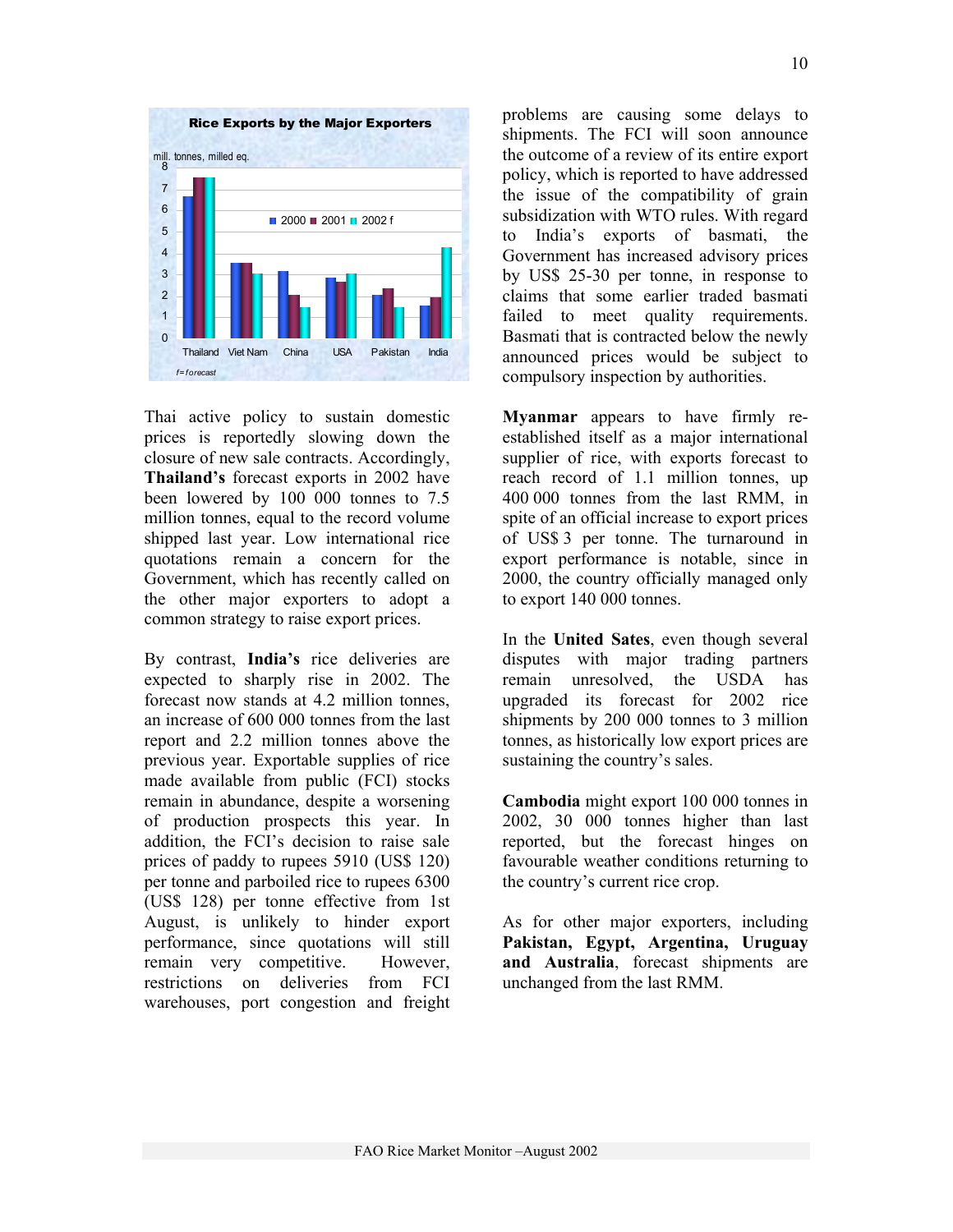**Rice Exports by the Major Exporters**

Thai active policy to sustain domestic prices is reportedly slowing down the closure of new sale contracts. Accordingly, **Thailand's** forecast exports in 2002 have been lowered by 100 000 tonnes to 7.5 million tonnes, equal to the record volume shipped last year. Low international rice quotations remain a concern for the Government, which has recently called on the other major exporters to adopt a common strategy to raise export prices.

By contrast, **India's** rice deliveries are expected to sharply rise in 2002. The forecast now stands at 4.2 million tonnes, an increase of 600 000 tonnes from the last report and 2.2 million tonnes above the previous year. Exportable supplies of rice made available from public (FCI) stocks remain in abundance, despite a worsening of production prospects this year. In addition, the FCI's decision to raise sale prices of paddy to rupees 5910 (US$ 120) per tonne and parboiled rice to rupees 6300 (US$ 128) per tonne effective from 1st August, is unlikely to hinder export performance, since quotations will still remain very competitive. However, restrictions on deliveries from FCI warehouses, port congestion and freight problems are causing some delays to shipments. The FCI will soon announce the outcome of a review of its entire export policy, which is reported to have addressed the issue of the compatibility of grain subsidization with WTO rules. With regard to India's exports of basmati, the Government has increased advisory prices by US$ 25-30 per tonne, in response to claims that some earlier traded basmati failed to meet quality requirements. Basmati that is contracted below the newly announced prices would be subject to compulsory inspection by authorities.

**Myanmar** appears to have firmly re-established itself as a major international supplier of rice, with exports forecast to reach record of 1.1 million tonnes, up 400 000 tonnes from the last RMM, in spite of an official increase to export prices of US$ 3 per tonne. The turnaround in export performance is notable, since in 2000, the country officially managed only to export 140 000 tonnes.

In the **United Sates**, even though several disputes with major trading partners remain unresolved, the USDA has upgraded its forecast for 2002 rice shipments by 200 000 tonnes to 3 million tonnes, as historically low export prices are sustaining the country's sales.

**Cambodia** might export 100 000 tonnes in 2002, 30 000 tonnes higher than last reported, but the forecast hinges on favourable weather conditions returning to the country's current rice crop.

As for other major exporters, including **Pakistan, Egypt, Argentina, Uruguay and Australia**, forecast shipments are unchanged from the last RMM.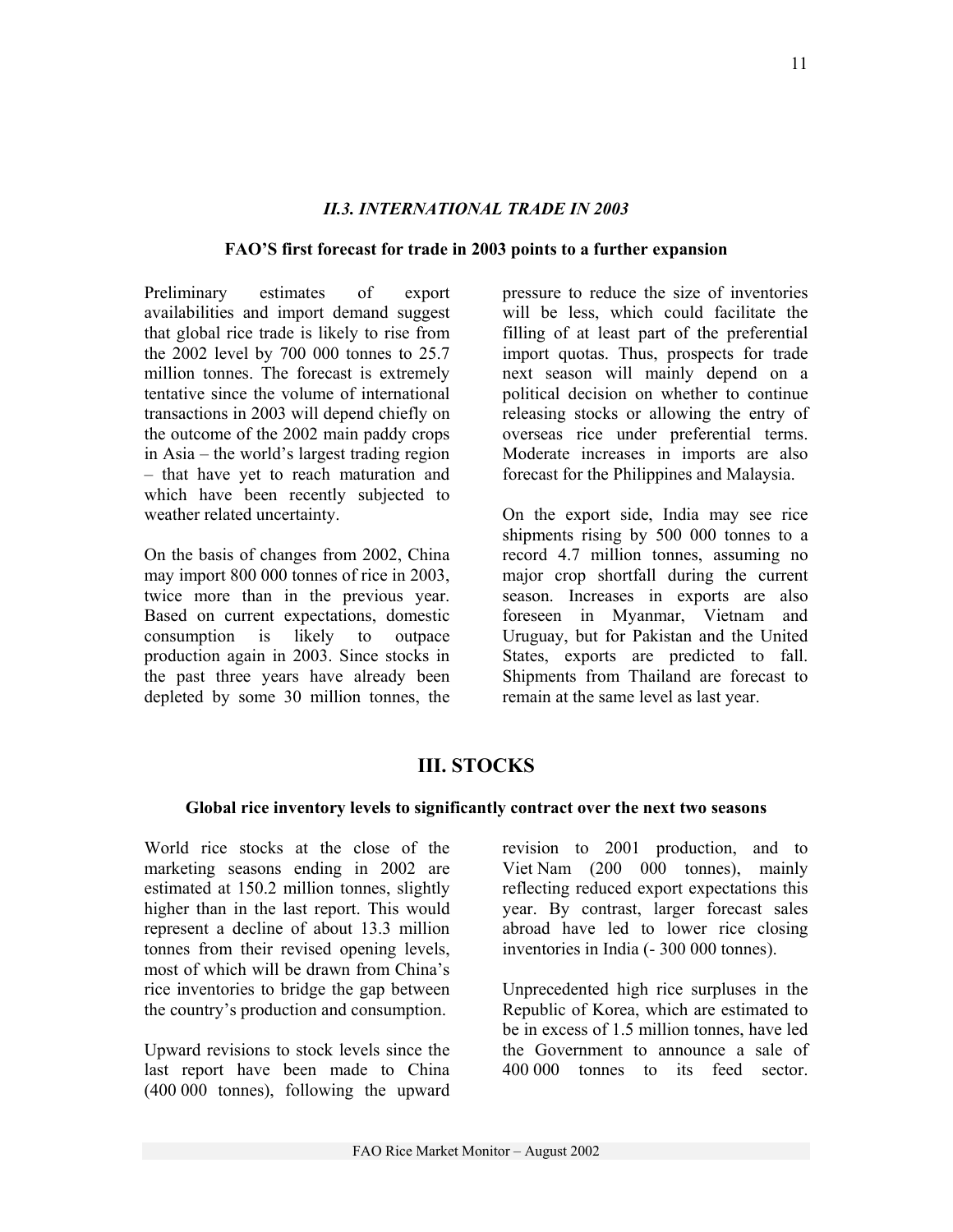### *II.3. INTERNATIONAL TRADE IN 2003*

**FAO'S first forecast for trade in 2003 points to a further expansion**

Preliminary estimates of export availabilities and import demand suggest that global rice trade is likely to rise from the 2002 level by 700 000 tonnes to 25.7 million tonnes. The forecast is extremely tentative since the volume of international transactions in 2003 will depend chiefly on the outcome of the 2002 main paddy crops in Asia – the world's largest trading region – that have yet to reach maturation and which have been recently subjected to weather related uncertainty.

On the basis of changes from 2002, China may import 800 000 tonnes of rice in 2003, twice more than in the previous year. Based on current expectations, domestic consumption is likely to outpace production again in 2003. Since stocks in the past three years have already been depleted by some 30 million tonnes, the pressure to reduce the size of inventories will be less, which could facilitate the filling of at least part of the preferential import quotas. Thus, prospects for trade next season will mainly depend on a political decision on whether to continue releasing stocks or allowing the entry of overseas rice under preferential terms. Moderate increases in imports are also forecast for the Philippines and Malaysia.

On the export side, India may see rice shipments rising by 500 000 tonnes to a record 4.7 million tonnes, assuming no major crop shortfall during the current season. Increases in exports are also foreseen in Myanmar, Vietnam and Uruguay, but for Pakistan and the United States, exports are predicted to fall. Shipments from Thailand are forecast to remain at the same level as last year.

## III. STOCKS

**Global rice inventory levels to significantly contract over the next two seasons**

World rice stocks at the close of the marketing seasons ending in 2002 are estimated at 150.2 million tonnes, slightly higher than in the last report. This would represent a decline of about 13.3 million tonnes from their revised opening levels, most of which will be drawn from China's rice inventories to bridge the gap between the country's production and consumption.

Upward revisions to stock levels since the last report have been made to China (400 000 tonnes), following the upward revision to 2001 production, and to Viet Nam (200 000 tonnes), mainly reflecting reduced export expectations this year. By contrast, larger forecast sales abroad have led to lower rice closing inventories in India (- 300 000 tonnes).

Unprecedented high rice surpluses in the Republic of Korea, which are estimated to be in excess of 1.5 million tonnes, have led the Government to announce a sale of 400 000 tonnes to its feed sector.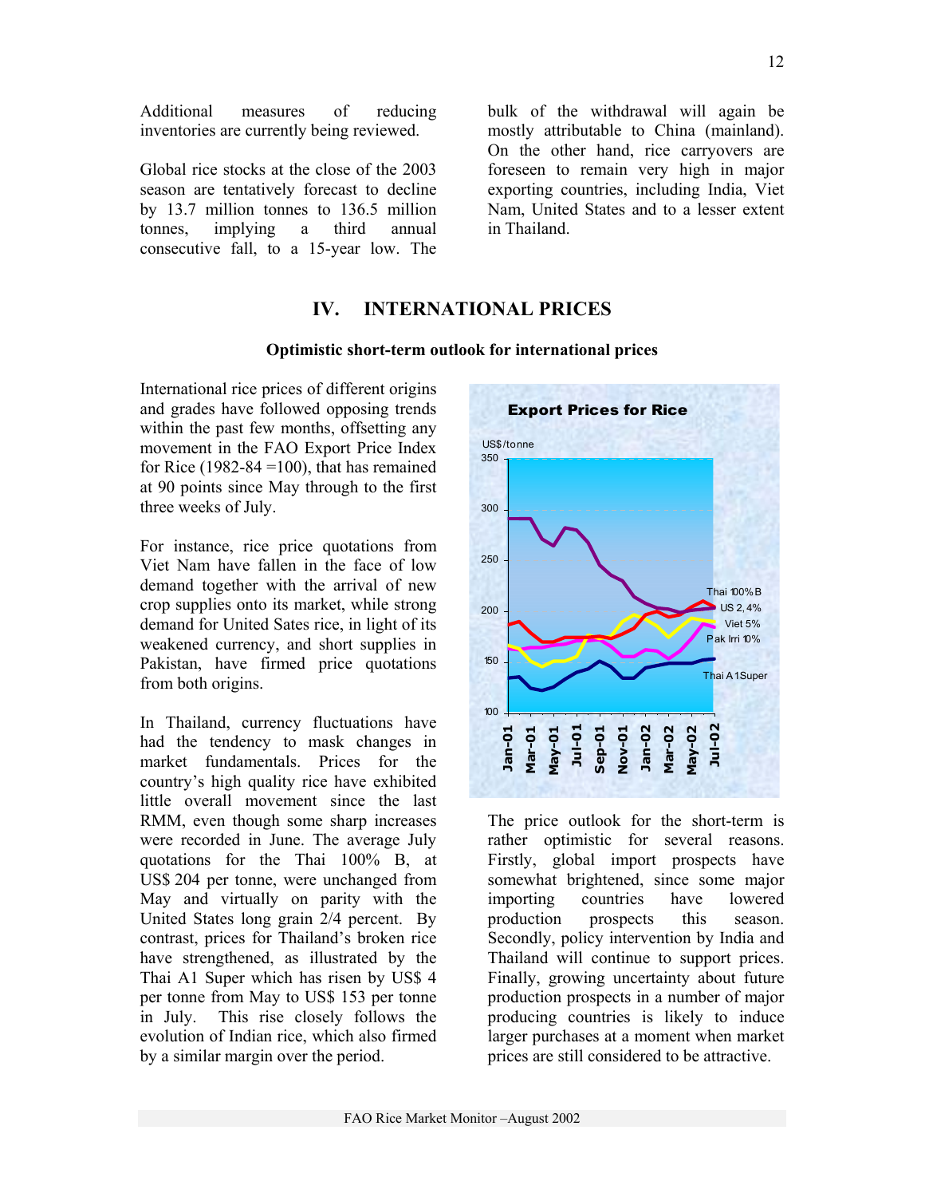Additional measures of reducing inventories are currently being reviewed.

Global rice stocks at the close of the 2003 season are tentatively forecast to decline by 13.7 million tonnes to 136.5 million tonnes, implying a third annual consecutive fall, to a 15-year low. The bulk of the withdrawal will again be mostly attributable to China (mainland). On the other hand, rice carryovers are foreseen to remain very high in major exporting countries, including India, Viet Nam, United States and to a lesser extent in Thailand.

## IV. INTERNATIONAL PRICES

**Optimistic short-term outlook for international prices**

International rice prices of different origins and grades have followed opposing trends within the past few months, offsetting any movement in the FAO Export Price Index for Rice (1982-84 =100), that has remained at 90 points since May through to the first three weeks of July.

For instance, rice price quotations from Viet Nam have fallen in the face of low demand together with the arrival of new crop supplies onto its market, while strong demand for United Sates rice, in light of its weakened currency, and short supplies in Pakistan, have firmed price quotations from both origins.

In Thailand, currency fluctuations have had the tendency to mask changes in market fundamentals. Prices for the country's high quality rice have exhibited little overall movement since the last RMM, even though some sharp increases were recorded in June. The average July quotations for the Thai 100% B, at US$ 204 per tonne, were unchanged from May and virtually on parity with the United States long grain 2/4 percent. By contrast, prices for Thailand's broken rice have strengthened, as illustrated by the Thai A1 Super which has risen by US$ 4 per tonne from May to US$ 153 per tonne in July. This rise closely follows the evolution of Indian rice, which also firmed by a similar margin over the period.

The price outlook for the short-term is rather optimistic for several reasons. Firstly, global import prospects have somewhat brightened, since some major importing countries have lowered production prospects this season. Secondly, policy intervention by India and Thailand will continue to support prices. Finally, growing uncertainty about future production prospects in a number of major producing countries is likely to induce larger purchases at a moment when market prices are still considered to be attractive.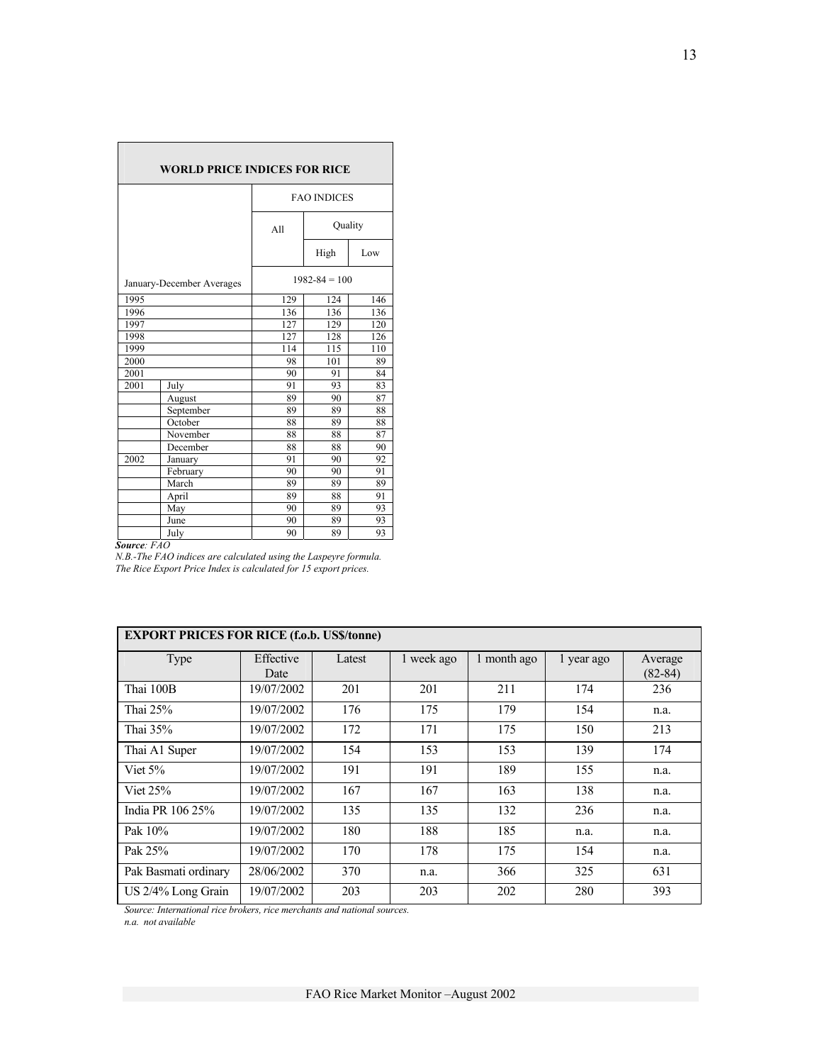| WORLD PRICE INDICES FOR RICE | | | | |
|---|---|---|---|---|
| | | FAO INDICES | | |
| | | All | Quality | |
| | | | High | Low |
| January-December Averages | | 1982-84 = 100 | | |
| 1995 | | 129 | 124 | 146 |
| 1996 | | 136 | 136 | 136 |
| 1997 | | 127 | 129 | 120 |
| 1998 | | 127 | 128 | 126 |
| 1999 | | 114 | 115 | 110 |
| 2000 | | 98 | 101 | 89 |
| 2001 | | 90 | 91 | 84 |
| 2001 | July | 91 | 93 | 83 |
| | August | 89 | 90 | 87 |
| | September | 89 | 89 | 88 |
| | October | 88 | 89 | 88 |
| | November | 88 | 88 | 87 |
| | December | 88 | 88 | 90 |
| 2002 | January | 91 | 90 | 92 |
| | February | 90 | 90 | 91 |
| | March | 89 | 89 | 89 |
| | April | 89 | 88 | 91 |
| | May | 90 | 89 | 93 |
| | June | 90 | 89 | 93 |
| | July | 90 | 89 | 93 |

***Source**: FAO*

*N.B.-The FAO indices are calculated using the Laspeyre formula.*
*The Rice Export Price Index is calculated for 15 export prices.*

| **EXPORT PRICES FOR RICE (f.o.b. US$/tonne)** | | | | | | |
|---|---|---|---|---|---|---|
| Type | Effective Date | Latest | 1 week ago | 1 month ago | 1 year ago | Average (82-84) |
| Thai 100B | 19/07/2002 | 201 | 201 | 211 | 174 | 236 |
| Thai 25% | 19/07/2002 | 176 | 175 | 179 | 154 | n.a. |
| Thai 35% | 19/07/2002 | 172 | 171 | 175 | 150 | 213 |
| Thai A1 Super | 19/07/2002 | 154 | 153 | 153 | 139 | 174 |
| Viet 5% | 19/07/2002 | 191 | 191 | 189 | 155 | n.a. |
| Viet 25% | 19/07/2002 | 167 | 167 | 163 | 138 | n.a. |
| India PR 106 25% | 19/07/2002 | 135 | 135 | 132 | 236 | n.a. |
| Pak 10% | 19/07/2002 | 180 | 188 | 185 | n.a. | n.a. |
| Pak 25% | 19/07/2002 | 170 | 178 | 175 | 154 | n.a. |
| Pak Basmati ordinary | 28/06/2002 | 370 | n.a. | 366 | 325 | 631 |
| US 2/4% Long Grain | 19/07/2002 | 203 | 203 | 202 | 280 | 393 |

*Source: International rice brokers, rice merchants and national sources.*
*n.a. not available*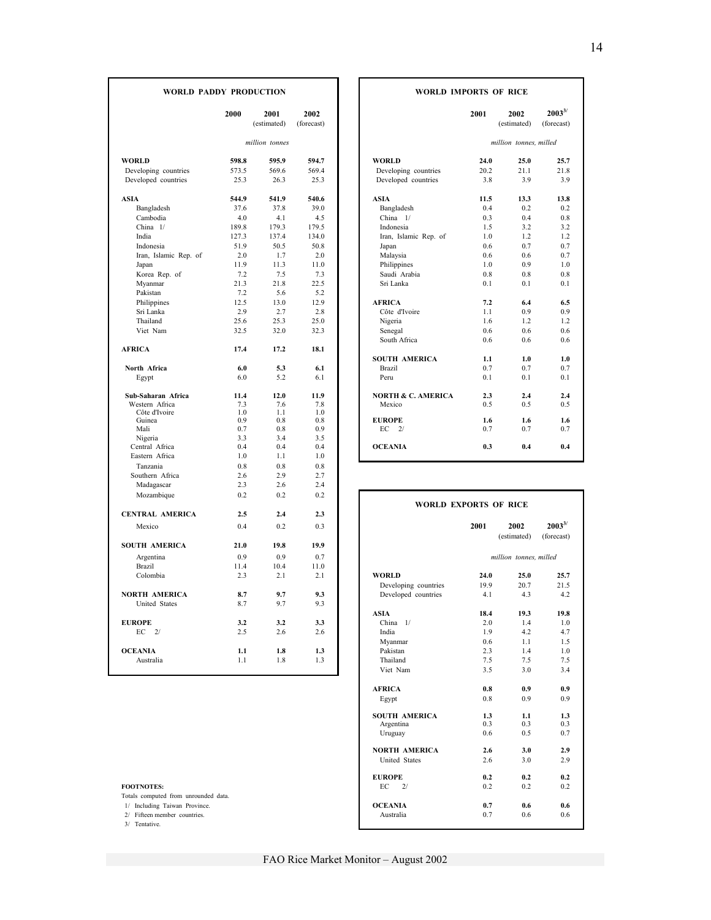## WORLD PADDY PRODUCTION

| | 2000 | 2001 (estimated) | 2002 (forecast) |
|---|---|---|---|
| | | *million tonnes* | |
| **WORLD** | **598.8** | **595.9** | **594.7** |
| Developing countries | 573.5 | 569.6 | 569.4 |
| Developed countries | 25.3 | 26.3 | 25.3 |
| **ASIA** | **544.9** | **541.9** | **540.6** |
| Bangladesh | 37.6 | 37.8 | 39.0 |
| Cambodia | 4.0 | 4.1 | 4.5 |
| China 1/ | 189.8 | 179.3 | 179.5 |
| India | 127.3 | 137.4 | 134.0 |
| Indonesia | 51.9 | 50.5 | 50.8 |
| Iran, Islamic Rep. of | 2.0 | 1.7 | 2.0 |
| Japan | 11.9 | 11.3 | 11.0 |
| Korea Rep. of | 7.2 | 7.5 | 7.3 |
| Myanmar | 21.3 | 21.8 | 22.5 |
| Pakistan | 7.2 | 5.6 | 5.2 |
| Philippines | 12.5 | 13.0 | 12.9 |
| Sri Lanka | 2.9 | 2.7 | 2.8 |
| Thailand | 25.6 | 25.3 | 25.0 |
| Viet Nam | 32.5 | 32.0 | 32.3 |
| **AFRICA** | **17.4** | **17.2** | **18.1** |
| **North Africa** | **6.0** | **5.3** | **6.1** |
| Egypt | 6.0 | 5.2 | 6.1 |
| **Sub-Saharan Africa** | **11.4** | **12.0** | **11.9** |
| Western Africa | 7.3 | 7.6 | 7.8 |
| Côte d'Ivoire | 1.0 | 1.1 | 1.0 |
| Guinea | 0.9 | 0.8 | 0.8 |
| Mali | 0.7 | 0.8 | 0.9 |
| Nigeria | 3.3 | 3.4 | 3.5 |
| Central Africa | 0.4 | 0.4 | 0.4 |
| Eastern Africa | 1.0 | 1.1 | 1.0 |
| Tanzania | 0.8 | 0.8 | 0.8 |
| Southern Africa | 2.6 | 2.9 | 2.7 |
| Madagascar | 2.3 | 2.6 | 2.4 |
| Mozambique | 0.2 | 0.2 | 0.2 |
| **CENTRAL AMERICA** | **2.5** | **2.4** | **2.3** |
| Mexico | 0.4 | 0.2 | 0.3 |
| **SOUTH AMERICA** | **21.0** | **19.8** | **19.9** |
| Argentina | 0.9 | 0.9 | 0.7 |
| Brazil | 11.4 | 10.4 | 11.0 |
| Colombia | 2.3 | 2.1 | 2.1 |
| **NORTH AMERICA** | **8.7** | **9.7** | **9.3** |
| United States | 8.7 | 9.7 | 9.3 |
| **EUROPE** | **3.2** | **3.2** | **3.3** |
| EC 2/ | 2.5 | 2.6 | 2.6 |
| **OCEANIA** | **1.1** | **1.8** | **1.3** |
| Australia | 1.1 | 1.8 | 1.3 |

## WORLD IMPORTS OF RICE

| | 2001 | 2002 (estimated) | 2003 3/ (forecast) |
|---|---|---|---|
| | | *million tonnes, milled* | |
| **WORLD** | **24.0** | **25.0** | **25.7** |
| Developing countries | 20.2 | 21.1 | 21.8 |
| Developed countries | 3.8 | 3.9 | 3.9 |
| **ASIA** | **11.5** | **13.3** | **13.8** |
| Bangladesh | 0.4 | 0.2 | 0.2 |
| China 1/ | 0.3 | 0.4 | 0.8 |
| Indonesia | 1.5 | 3.2 | 3.2 |
| Iran, Islamic Rep. of | 1.0 | 1.2 | 1.2 |
| Japan | 0.6 | 0.7 | 0.7 |
| Malaysia | 0.6 | 0.6 | 0.7 |
| Philippines | 1.0 | 0.9 | 1.0 |
| Saudi Arabia | 0.8 | 0.8 | 0.8 |
| Sri Lanka | 0.1 | 0.1 | 0.1 |
| **AFRICA** | **7.2** | **6.4** | **6.5** |
| Côte d'Ivoire | 1.1 | 0.9 | 0.9 |
| Nigeria | 1.6 | 1.2 | 1.2 |
| Senegal | 0.6 | 0.6 | 0.6 |
| South Africa | 0.6 | 0.6 | 0.6 |
| **SOUTH AMERICA** | **1.1** | **1.0** | **1.0** |
| Brazil | 0.7 | 0.7 | 0.7 |
| Peru | 0.1 | 0.1 | 0.1 |
| **NORTH & C. AMERICA** | **2.3** | **2.4** | **2.4** |
| Mexico | 0.5 | 0.5 | 0.5 |
| **EUROPE** | **1.6** | **1.6** | **1.6** |
| EC 2/ | 0.7 | 0.7 | 0.7 |
| **OCEANIA** | **0.3** | **0.4** | **0.4** |

## WORLD EXPORTS OF RICE

| | 2001 | 2002 (estimated) | 2003 3/ (forecast) |
|---|---|---|---|
| | | *million tonnes, milled* | |
| **WORLD** | **24.0** | **25.0** | **25.7** |
| Developing countries | 19.9 | 20.7 | 21.5 |
| Developed countries | 4.1 | 4.3 | 4.2 |
| **ASIA** | **18.4** | **19.3** | **19.8** |
| China 1/ | 2.0 | 1.4 | 1.0 |
| India | 1.9 | 4.2 | 4.7 |
| Myanmar | 0.6 | 1.1 | 1.5 |
| Pakistan | 2.3 | 1.4 | 1.0 |
| Thailand | 7.5 | 7.5 | 7.5 |
| Viet Nam | 3.5 | 3.0 | 3.4 |
| **AFRICA** | **0.8** | **0.9** | **0.9** |
| Egypt | 0.8 | 0.9 | 0.9 |
| **SOUTH AMERICA** | **1.3** | **1.1** | **1.3** |
| Argentina | 0.3 | 0.3 | 0.3 |
| Uruguay | 0.6 | 0.5 | 0.7 |
| **NORTH AMERICA** | **2.6** | **3.0** | **2.9** |
| United States | 2.6 | 3.0 | 2.9 |
| **EUROPE** | **0.2** | **0.2** | **0.2** |
| EC 2/ | 0.2 | 0.2 | 0.2 |
| **OCEANIA** | **0.7** | **0.6** | **0.6** |
| Australia | 0.7 | 0.6 | 0.6 |

**FOOTNOTES:**

Totals computed from unrounded data.

1/ Including Taiwan Province.

2/ Fifteen member countries.

3/ Tentative.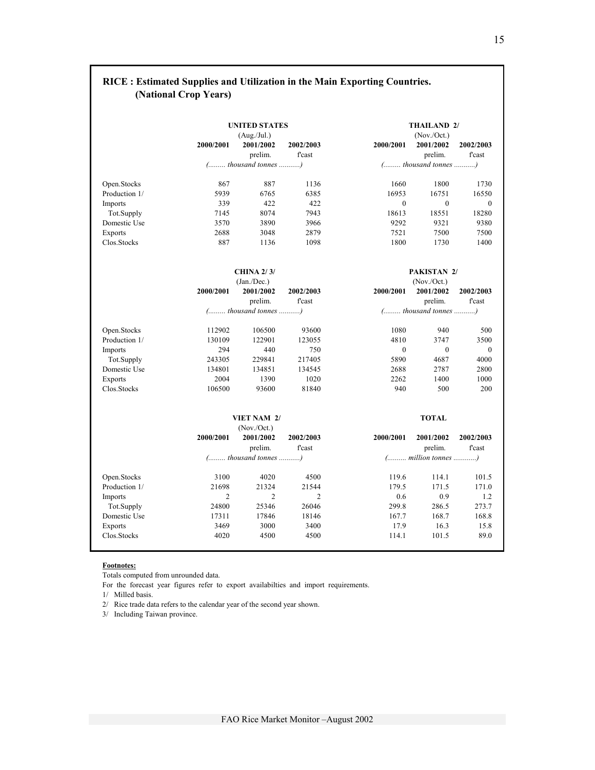## RICE : Estimated Supplies and Utilization in the Main Exporting Countries. (National Crop Years)

| | UNITED STATES (Aug./Jul.) | | | THAILAND 2/ (Nov./Oct.) | | |
|---|---|---|---|---|---|---|
| | 2000/2001 | 2001/2002 prelim. | 2002/2003 f'cast | 2000/2001 | 2001/2002 prelim. | 2002/2003 f'cast |
| | *(......... thousand tonnes ...........)* | | | *(......... thousand tonnes ...........)* | | |
| Open.Stocks | 867 | 887 | 1136 | 1660 | 1800 | 1730 |
| Production 1/ | 5939 | 6765 | 6385 | 16953 | 16751 | 16550 |
| Imports | 339 | 422 | 422 | 0 | 0 | 0 |
| Tot.Supply | 7145 | 8074 | 7943 | 18613 | 18551 | 18280 |
| Domestic Use | 3570 | 3890 | 3966 | 9292 | 9321 | 9380 |
| Exports | 2688 | 3048 | 2879 | 7521 | 7500 | 7500 |
| Clos.Stocks | 887 | 1136 | 1098 | 1800 | 1730 | 1400 |

| | CHINA 2/ 3/ (Jan./Dec.) | | | PAKISTAN 2/ (Nov./Oct.) | | |
|---|---|---|---|---|---|---|
| | 2000/2001 | 2001/2002 prelim. | 2002/2003 f'cast | 2000/2001 | 2001/2002 prelim. | 2002/2003 f'cast |
| | *(......... thousand tonnes ...........)* | | | *(......... thousand tonnes ...........)* | | |
| Open.Stocks | 112902 | 106500 | 93600 | 1080 | 940 | 500 |
| Production 1/ | 130109 | 122901 | 123055 | 4810 | 3747 | 3500 |
| Imports | 294 | 440 | 750 | 0 | 0 | 0 |
| Tot.Supply | 243305 | 229841 | 217405 | 5890 | 4687 | 4000 |
| Domestic Use | 134801 | 134851 | 134545 | 2688 | 2787 | 2800 |
| Exports | 2004 | 1390 | 1020 | 2262 | 1400 | 1000 |
| Clos.Stocks | 106500 | 93600 | 81840 | 940 | 500 | 200 |

| | VIET NAM 2/ (Nov./Oct.) | | | TOTAL | | |
|---|---|---|---|---|---|---|
| | 2000/2001 | 2001/2002 prelim. | 2002/2003 f'cast | 2000/2001 | 2001/2002 prelim. | 2002/2003 f'cast |
| | *(......... thousand tonnes ...........)* | | | *(.......... million tonnes ............)* | | |
| Open.Stocks | 3100 | 4020 | 4500 | 119.6 | 114.1 | 101.5 |
| Production 1/ | 21698 | 21324 | 21544 | 179.5 | 171.5 | 171.0 |
| Imports | 2 | 2 | 2 | 0.6 | 0.9 | 1.2 |
| Tot.Supply | 24800 | 25346 | 26046 | 299.8 | 286.5 | 273.7 |
| Domestic Use | 17311 | 17846 | 18146 | 167.7 | 168.7 | 168.8 |
| Exports | 3469 | 3000 | 3400 | 17.9 | 16.3 | 15.8 |
| Clos.Stocks | 4020 | 4500 | 4500 | 114.1 | 101.5 | 89.0 |

**Footnotes:**

Totals computed from unrounded data.

For the forecast year figures refer to export availabilties and import requirements.

1/ Milled basis.

2/ Rice trade data refers to the calendar year of the second year shown.

3/ Including Taiwan province.